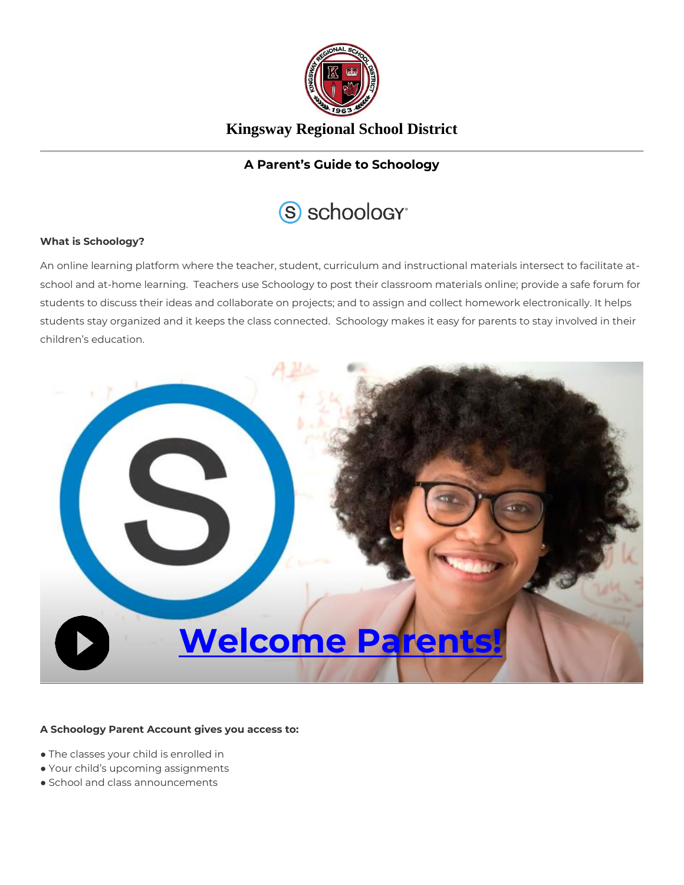# Kingsway Regional School District

## A Parent's Guide to Schoology

**What is Schoology?**

An online learning platform where the teacher, student, curriculum and instructional materials intersect to facilitate at-school and at-home learning. Teachers use Schoology to post their classroom materials online; provide a safe forum for students to discuss their ideas and collaborate on projects; and to assign and collect homework electronically. It helps students stay organized and it keeps the class connected. Schoology makes it easy for parents to stay involved in their children's education.

Welcome Parents!

**A Schoology Parent Account gives you access to:**

- The classes your child is enrolled in
- Your child's upcoming assignments
- School and class announcements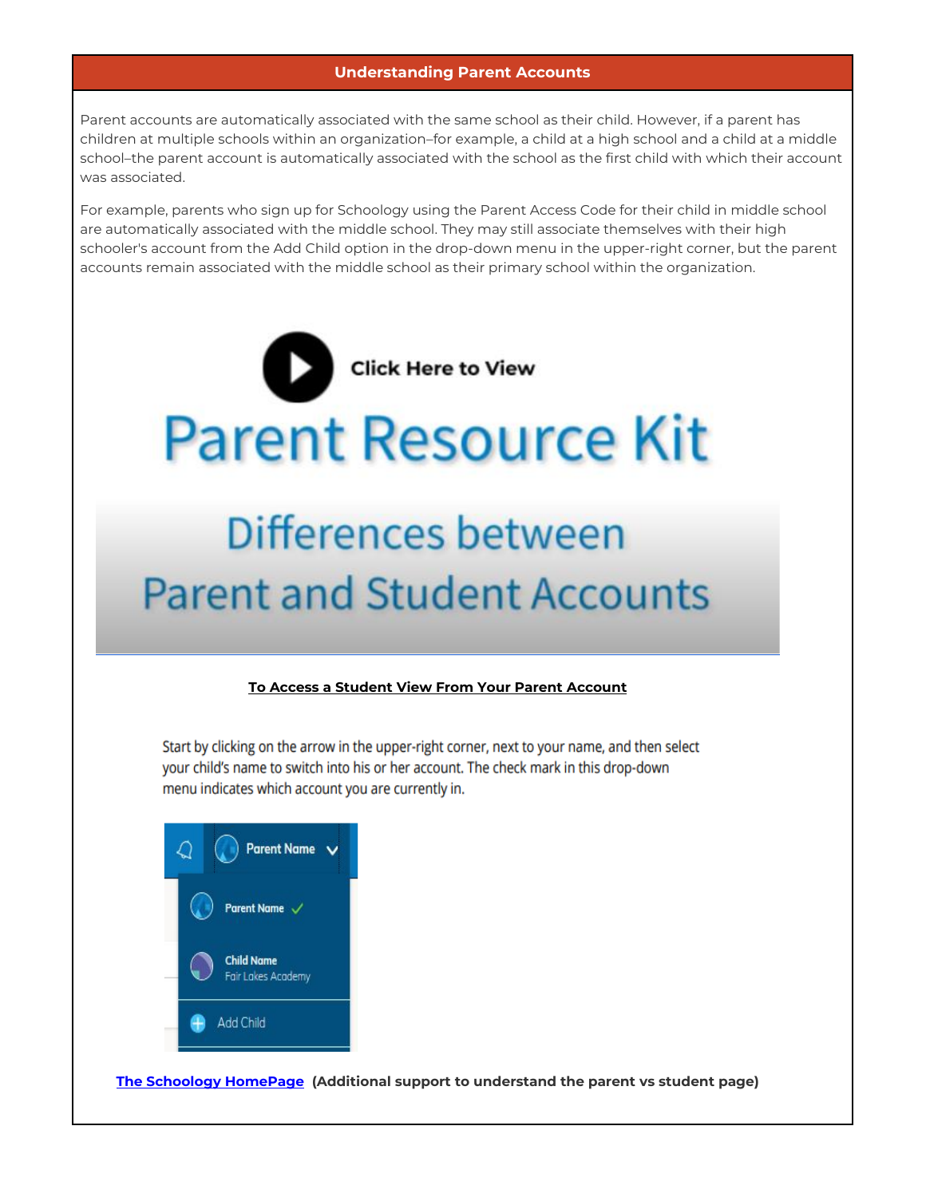## Understanding Parent Accounts

Parent accounts are automatically associated with the same school as their child. However, if a parent has children at multiple schools within an organization–for example, a child at a high school and a child at a middle school–the parent account is automatically associated with the school as the first child with which their account was associated.

For example, parents who sign up for Schoology using the Parent Access Code for their child in middle school are automatically associated with the middle school. They may still associate themselves with their high schooler's account from the Add Child option in the drop-down menu in the upper-right corner, but the parent accounts remain associated with the middle school as their primary school within the organization.

Click Here to View

# Parent Resource Kit

## Differences between Parent and Student Accounts

**To Access a Student View From Your Parent Account**

Start by clicking on the arrow in the upper-right corner, next to your name, and then select your child's name to switch into his or her account. The check mark in this drop-down menu indicates which account you are currently in.

Parent Name

Parent Name ✓

Child Name
Fair Lakes Academy

Add Child

**The Schoology HomePage** **(Additional support to understand the parent vs student page)**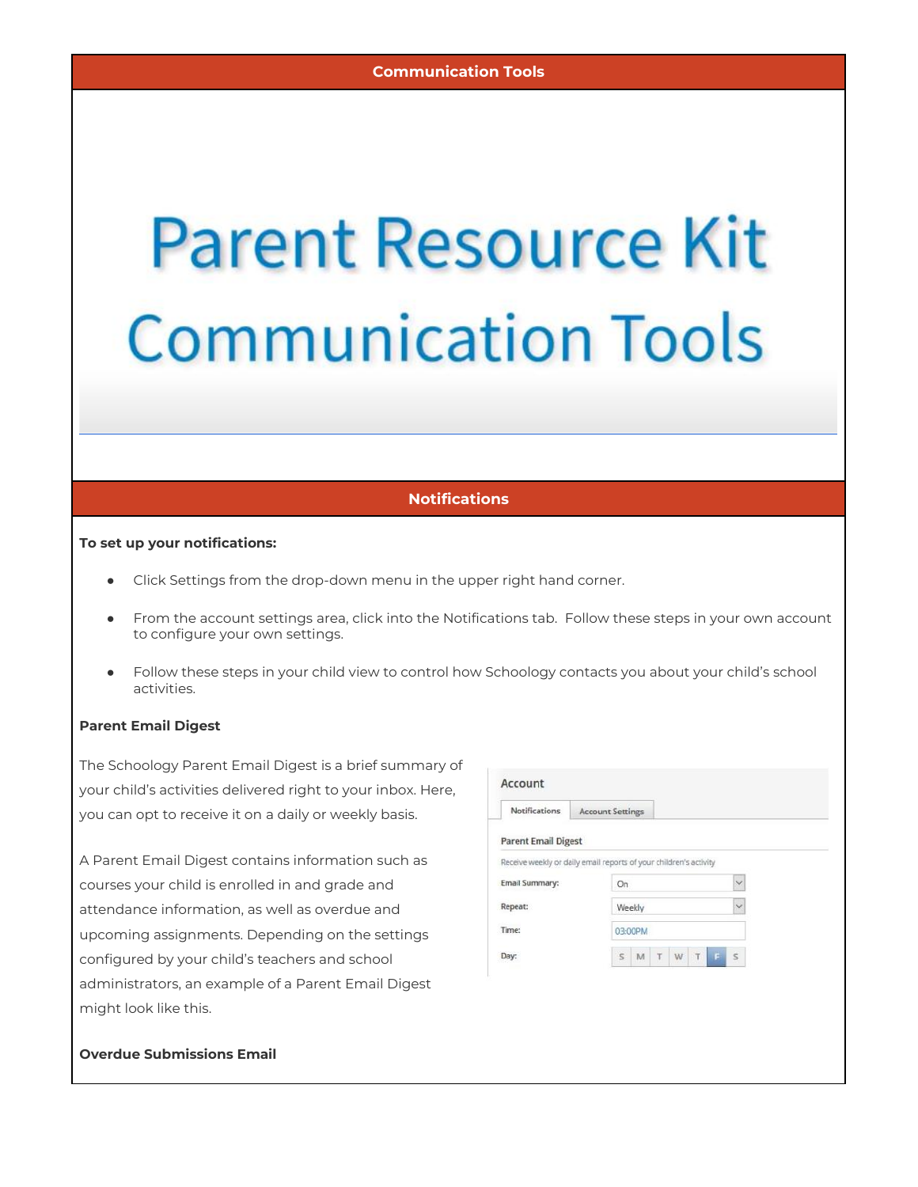## Communication Tools

# Parent Resource Kit
# Communication Tools

## Notifications

**To set up your notifications:**

- Click Settings from the drop-down menu in the upper right hand corner.
- From the account settings area, click into the Notifications tab. Follow these steps in your own account to configure your own settings.
- Follow these steps in your child view to control how Schoology contacts you about your child's school activities.

**Parent Email Digest**

The Schoology Parent Email Digest is a brief summary of your child's activities delivered right to your inbox. Here, you can opt to receive it on a daily or weekly basis.

A Parent Email Digest contains information such as courses your child is enrolled in and grade and attendance information, as well as overdue and upcoming assignments. Depending on the settings configured by your child's teachers and school administrators, an example of a Parent Email Digest might look like this.

Account

Notifications | Account Settings

Parent Email Digest

Receive weekly or daily email reports of your children's activity

Email Summary: On

Repeat: Weekly

Time: 03:00PM

Day: S M T W T F S

**Overdue Submissions Email**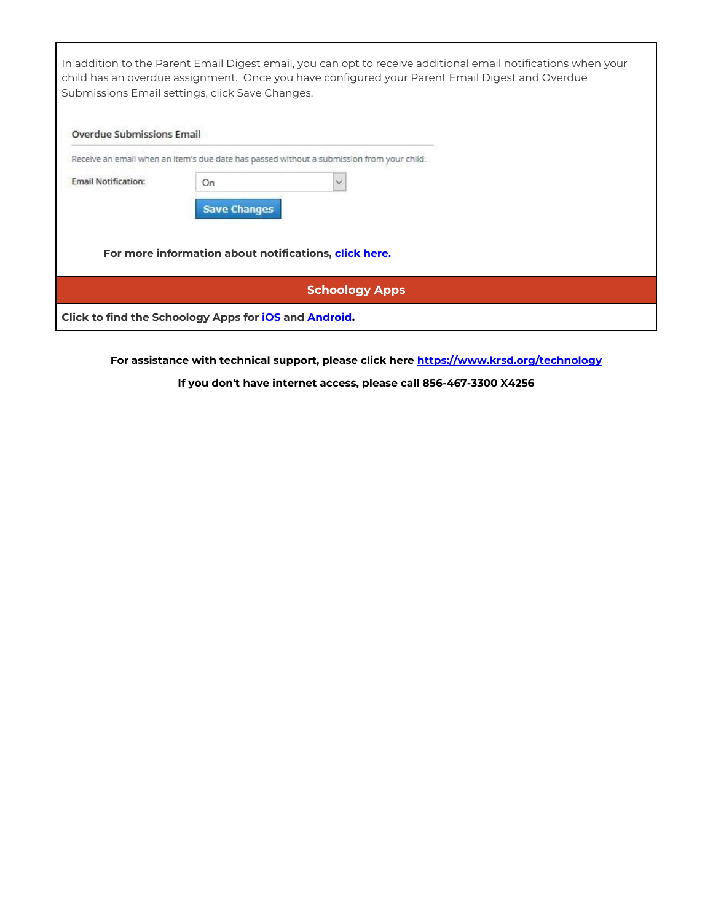In addition to the Parent Email Digest email, you can opt to receive additional email notifications when your child has an overdue assignment. Once you have configured your Parent Email Digest and Overdue Submissions Email settings, click Save Changes.

Overdue Submissions Email

Receive an email when an item's due date has passed without a submission from your child.

Email Notification: On

Save Changes

**For more information about notifications, click here.**

## Schoology Apps

**Click to find the Schoology Apps for iOS and Android.**

**For assistance with technical support, please click here https://www.krsd.org/technology**

**If you don't have internet access, please call 856-467-3300 X4256**